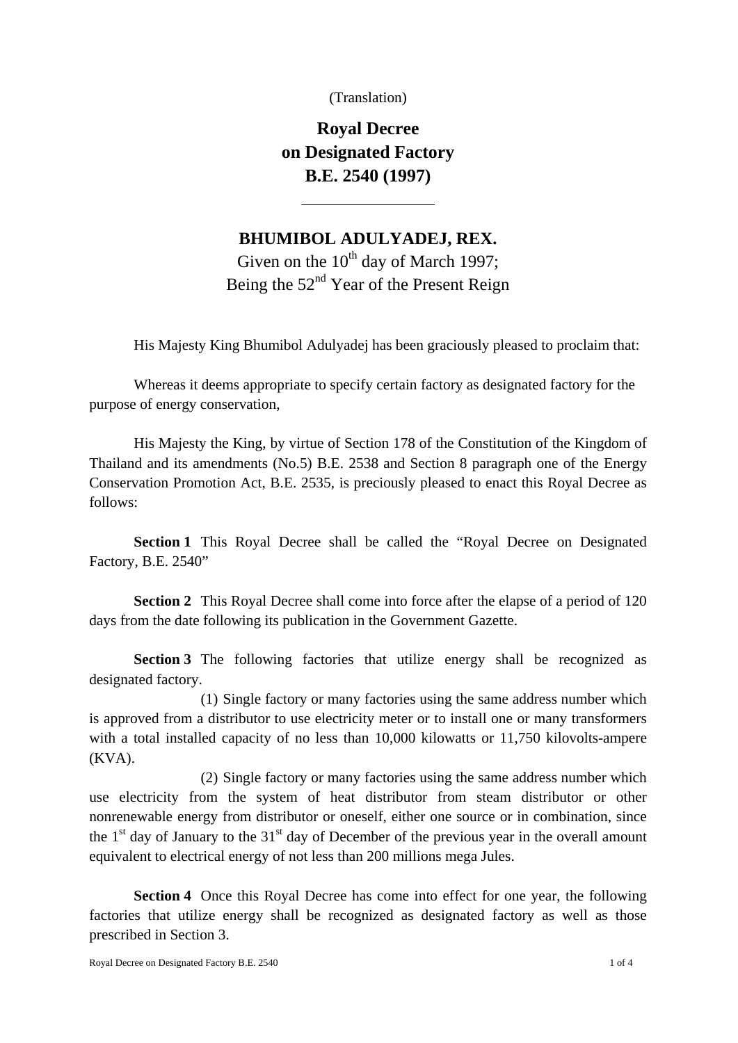(Translation)

# Royal Decree on Designated Factory B.E. 2540 (1997)

---

## BHUMIBOL ADULYADEJ, REX.

Given on the 10th day of March 1997;
Being the 52nd Year of the Present Reign

His Majesty King Bhumibol Adulyadej has been graciously pleased to proclaim that:

Whereas it deems appropriate to specify certain factory as designated factory for the purpose of energy conservation,

His Majesty the King, by virtue of Section 178 of the Constitution of the Kingdom of Thailand and its amendments (No.5) B.E. 2538 and Section 8 paragraph one of the Energy Conservation Promotion Act, B.E. 2535, is preciously pleased to enact this Royal Decree as follows:

**Section 1** This Royal Decree shall be called the "Royal Decree on Designated Factory, B.E. 2540"

**Section 2** This Royal Decree shall come into force after the elapse of a period of 120 days from the date following its publication in the Government Gazette.

**Section 3** The following factories that utilize energy shall be recognized as designated factory.

(1) Single factory or many factories using the same address number which is approved from a distributor to use electricity meter or to install one or many transformers with a total installed capacity of no less than 10,000 kilowatts or 11,750 kilovolts-ampere (KVA).

(2) Single factory or many factories using the same address number which use electricity from the system of heat distributor from steam distributor or other nonrenewable energy from distributor or oneself, either one source or in combination, since the 1st day of January to the 31st day of December of the previous year in the overall amount equivalent to electrical energy of not less than 200 millions mega Jules.

**Section 4** Once this Royal Decree has come into effect for one year, the following factories that utilize energy shall be recognized as designated factory as well as those prescribed in Section 3.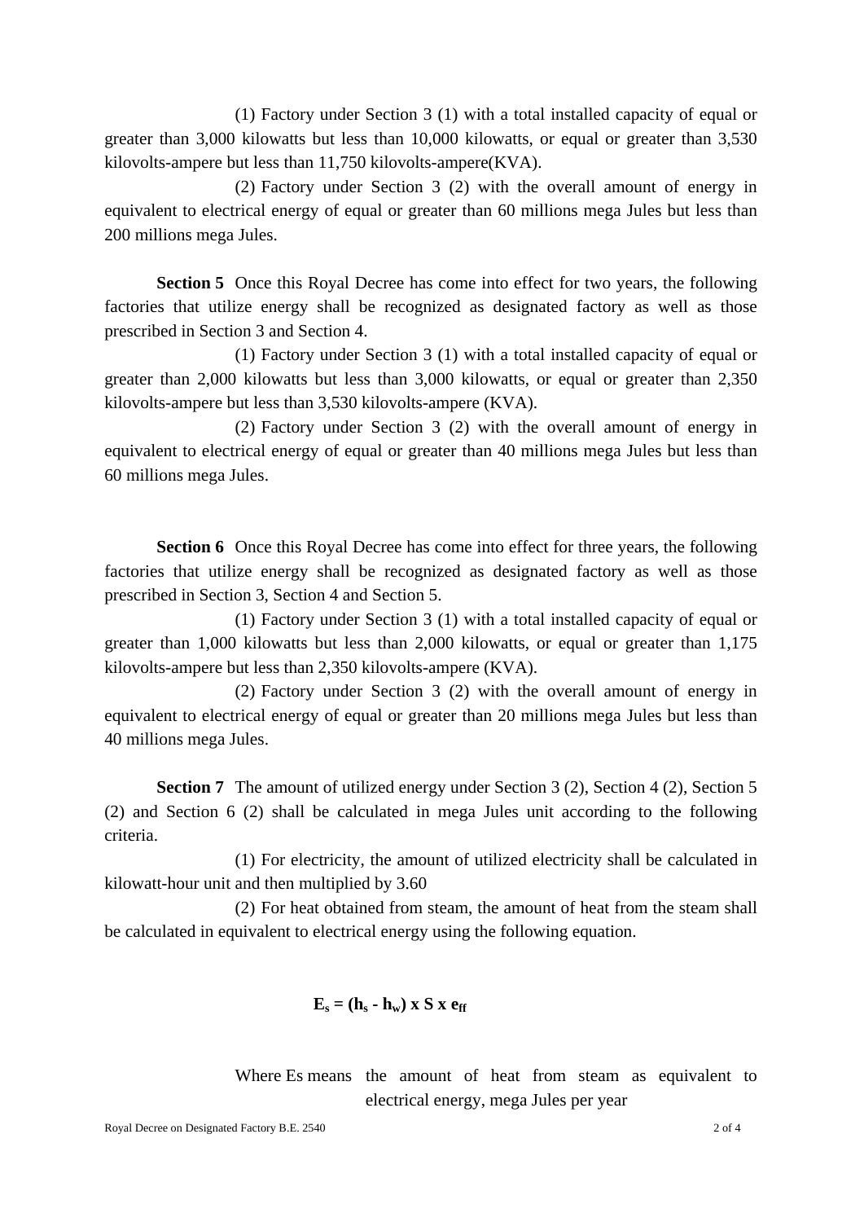(1) Factory under Section 3 (1) with a total installed capacity of equal or greater than 3,000 kilowatts but less than 10,000 kilowatts, or equal or greater than 3,530 kilovolts-ampere but less than 11,750 kilovolts-ampere(KVA).

(2) Factory under Section 3 (2) with the overall amount of energy in equivalent to electrical energy of equal or greater than 60 millions mega Jules but less than 200 millions mega Jules.

**Section 5** Once this Royal Decree has come into effect for two years, the following factories that utilize energy shall be recognized as designated factory as well as those prescribed in Section 3 and Section 4.

(1) Factory under Section 3 (1) with a total installed capacity of equal or greater than 2,000 kilowatts but less than 3,000 kilowatts, or equal or greater than 2,350 kilovolts-ampere but less than 3,530 kilovolts-ampere (KVA).

(2) Factory under Section 3 (2) with the overall amount of energy in equivalent to electrical energy of equal or greater than 40 millions mega Jules but less than 60 millions mega Jules.

**Section 6** Once this Royal Decree has come into effect for three years, the following factories that utilize energy shall be recognized as designated factory as well as those prescribed in Section 3, Section 4 and Section 5.

(1) Factory under Section 3 (1) with a total installed capacity of equal or greater than 1,000 kilowatts but less than 2,000 kilowatts, or equal or greater than 1,175 kilovolts-ampere but less than 2,350 kilovolts-ampere (KVA).

(2) Factory under Section 3 (2) with the overall amount of energy in equivalent to electrical energy of equal or greater than 20 millions mega Jules but less than 40 millions mega Jules.

**Section 7** The amount of utilized energy under Section 3 (2), Section 4 (2), Section 5 (2) and Section 6 (2) shall be calculated in mega Jules unit according to the following criteria.

(1) For electricity, the amount of utilized electricity shall be calculated in kilowatt-hour unit and then multiplied by 3.60

(2) For heat obtained from steam, the amount of heat from the steam shall be calculated in equivalent to electrical energy using the following equation.

$$\mathbf{E_s = (h_s - h_w) \times S \times e_{ff}}$$

Where Es means the amount of heat from steam as equivalent to electrical energy, mega Jules per year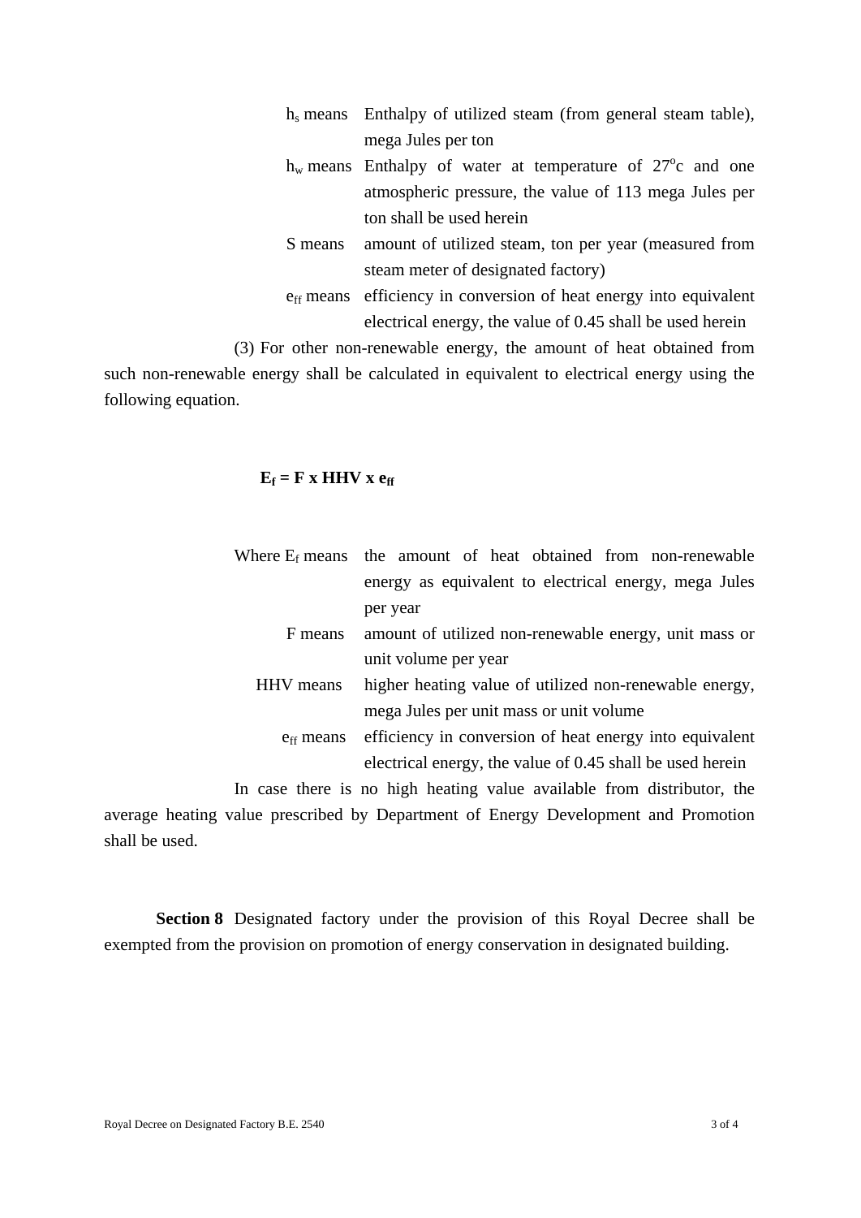$h_s$ means Enthalpy of utilized steam (from general steam table), mega Jules per ton

$h_w$ means Enthalpy of water at temperature of $27^oc$ and one atmospheric pressure, the value of 113 mega Jules per ton shall be used herein

S means amount of utilized steam, ton per year (measured from steam meter of designated factory)

$e_{ff}$ means efficiency in conversion of heat energy into equivalent electrical energy, the value of 0.45 shall be used herein

(3) For other non-renewable energy, the amount of heat obtained from such non-renewable energy shall be calculated in equivalent to electrical energy using the following equation.

$$\mathbf{E_f = F \times HHV \times e_{ff}}$$

Where $E_f$ means the amount of heat obtained from non-renewable energy as equivalent to electrical energy, mega Jules per year

F means amount of utilized non-renewable energy, unit mass or unit volume per year

HHV means higher heating value of utilized non-renewable energy, mega Jules per unit mass or unit volume

$e_{ff}$ means efficiency in conversion of heat energy into equivalent electrical energy, the value of 0.45 shall be used herein

In case there is no high heating value available from distributor, the average heating value prescribed by Department of Energy Development and Promotion shall be used.

**Section 8** Designated factory under the provision of this Royal Decree shall be exempted from the provision on promotion of energy conservation in designated building.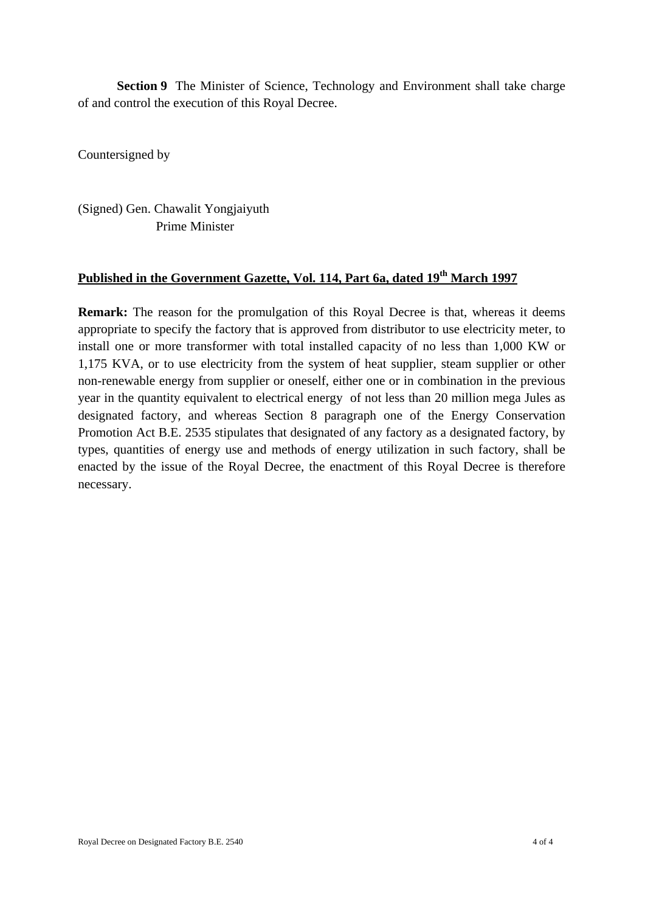**Section 9** The Minister of Science, Technology and Environment shall take charge of and control the execution of this Royal Decree.

Countersigned by

(Signed) Gen. Chawalit Yongjaiyuth
Prime Minister

**Published in the Government Gazette, Vol. 114, Part 6a, dated 19th March 1997**

**Remark:** The reason for the promulgation of this Royal Decree is that, whereas it deems appropriate to specify the factory that is approved from distributor to use electricity meter, to install one or more transformer with total installed capacity of no less than 1,000 KW or 1,175 KVA, or to use electricity from the system of heat supplier, steam supplier or other non-renewable energy from supplier or oneself, either one or in combination in the previous year in the quantity equivalent to electrical energy of not less than 20 million mega Jules as designated factory, and whereas Section 8 paragraph one of the Energy Conservation Promotion Act B.E. 2535 stipulates that designated of any factory as a designated factory, by types, quantities of energy use and methods of energy utilization in such factory, shall be enacted by the issue of the Royal Decree, the enactment of this Royal Decree is therefore necessary.